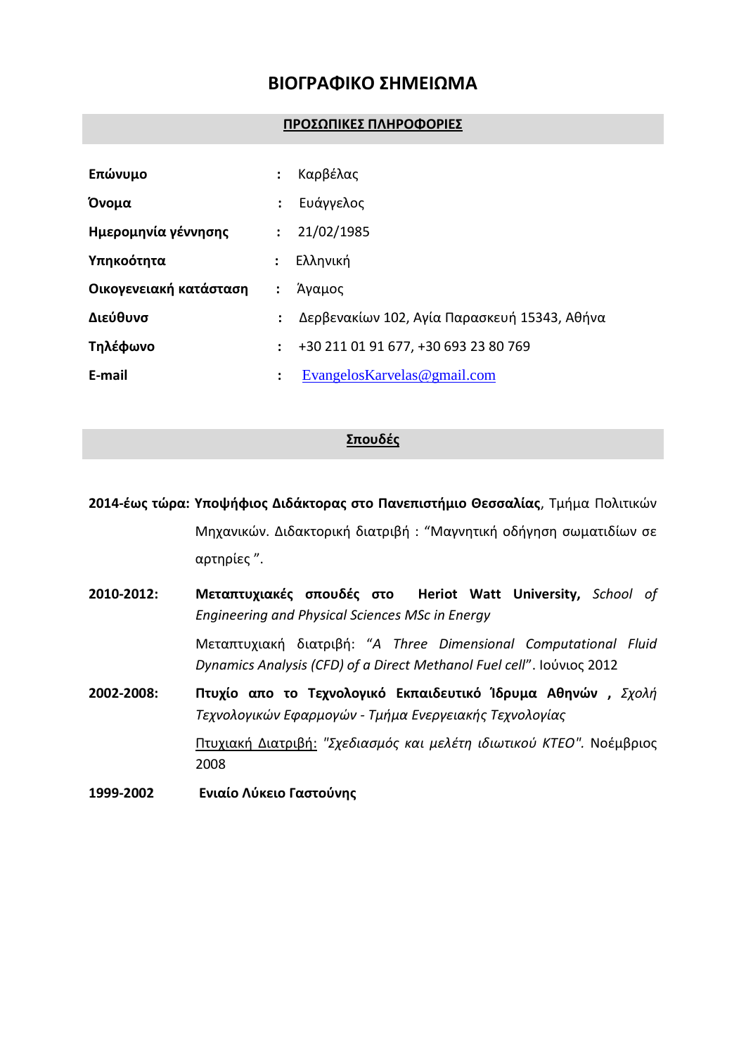# ΒΙΟΓΡΑΦΙΚΟ ΣΗΜΕΙΩΜΑ

## ΠΡΟΣΩΠΙΚΕΣ ΠΛΗΡΟΦΟΡΙΕΣ

| | | |
|---|---|---|
| **Επώνυμο** | : | Καρβέλας |
| **Όνομα** | : | Ευάγγελος |
| **Ημερομηνία γέννησης** | : | 21/02/1985 |
| **Υπηκοότητα** | : | Ελληνική |
| **Οικογενειακή κατάσταση** | : | Άγαμος |
| **Διεύθυνσ** | : | Δερβενακίων 102, Αγία Παρασκευή 15343, Αθήνα |
| **Τηλέφωνο** | : | +30 211 01 91 677, +30 693 23 80 769 |
| **E-mail** | : | EvangelosKarvelas@gmail.com |

## Σπουδές

**2014-έως τώρα: Υποψήφιος Διδάκτορας στο Πανεπιστήμιο Θεσσαλίας**, Τμήμα Πολιτικών Μηχανικών. Διδακτορική διατριβή : "Μαγνητική οδήγηση σωματιδίων σε αρτηρίες ".

**2010-2012:** **Μεταπτυχιακές σπουδές στο Heriot Watt University,** *School of Engineering and Physical Sciences MSc in Energy*

Μεταπτυχιακή διατριβή: "*A Three Dimensional Computational Fluid Dynamics Analysis (CFD) of a Direct Methanol Fuel cell*". Ιούνιος 2012

**2002-2008:** **Πτυχίο απο το Τεχνολογικό Εκπαιδευτικό Ίδρυμα Αθηνών ,** *Σχολή Τεχνολογικών Εφαρμογών - Τμήμα Ενεργειακής Τεχνολογίας*

Πτυχιακή Διατριβή: *"Σχεδιασμός και μελέτη ιδιωτικού ΚΤΕΟ".* Νοέμβριος 2008

**1999-2002** **Ενιαίο Λύκειο Γαστούνης**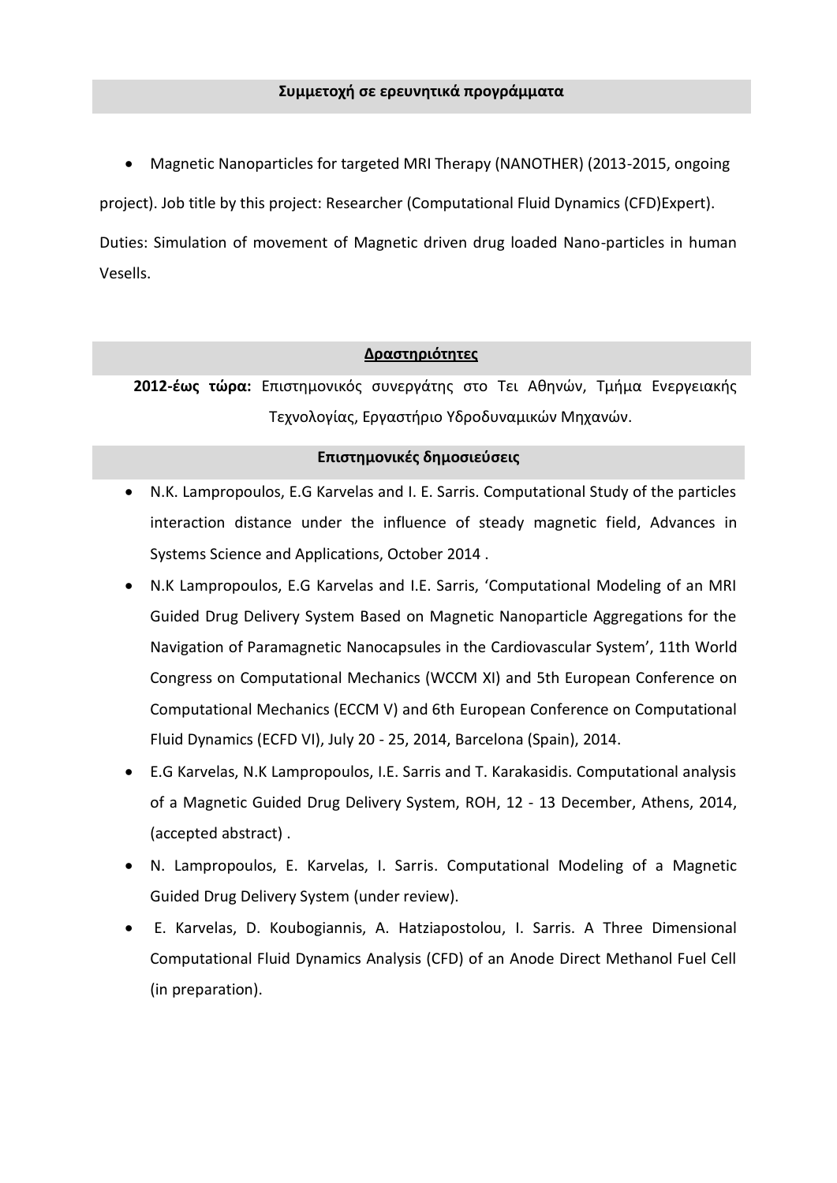## Συμμετοχή σε ερευνητικά προγράμματα

- Magnetic Nanoparticles for targeted MRI Therapy (NANOTHER) (2013-2015, ongoing

project). Job title by this project: Researcher (Computational Fluid Dynamics (CFD)Expert).

Duties: Simulation of movement of Magnetic driven drug loaded Nano-particles in human Vesells.

## <u>Δραστηριότητες</u>

**2012-έως τώρα:** Επιστημονικός συνεργάτης στο Τει Αθηνών, Τμήμα Ενεργειακής Τεχνολογίας, Εργαστήριο Υδροδυναμικών Μηχανών.

## Επιστημονικές δημοσιεύσεις

- N.K. Lampropoulos, E.G Karvelas and I. E. Sarris. Computational Study of the particles interaction distance under the influence of steady magnetic field, Advances in Systems Science and Applications, October 2014 .
- N.K Lampropoulos, E.G Karvelas and I.E. Sarris, 'Computational Modeling of an MRI Guided Drug Delivery System Based on Magnetic Nanoparticle Aggregations for the Navigation of Paramagnetic Nanocapsules in the Cardiovascular System', 11th World Congress on Computational Mechanics (WCCM XI) and 5th European Conference on Computational Mechanics (ECCM V) and 6th European Conference on Computational Fluid Dynamics (ECFD VI), July 20 - 25, 2014, Barcelona (Spain), 2014.
- E.G Karvelas, N.K Lampropoulos, I.E. Sarris and T. Karakasidis. Computational analysis of a Magnetic Guided Drug Delivery System, ROH, 12 - 13 December, Athens, 2014, (accepted abstract) .
- N. Lampropoulos, E. Karvelas, I. Sarris. Computational Modeling of a Magnetic Guided Drug Delivery System (under review).
- E. Karvelas, D. Koubogiannis, A. Hatziapostolou, I. Sarris. A Three Dimensional Computational Fluid Dynamics Analysis (CFD) of an Anode Direct Methanol Fuel Cell (in preparation).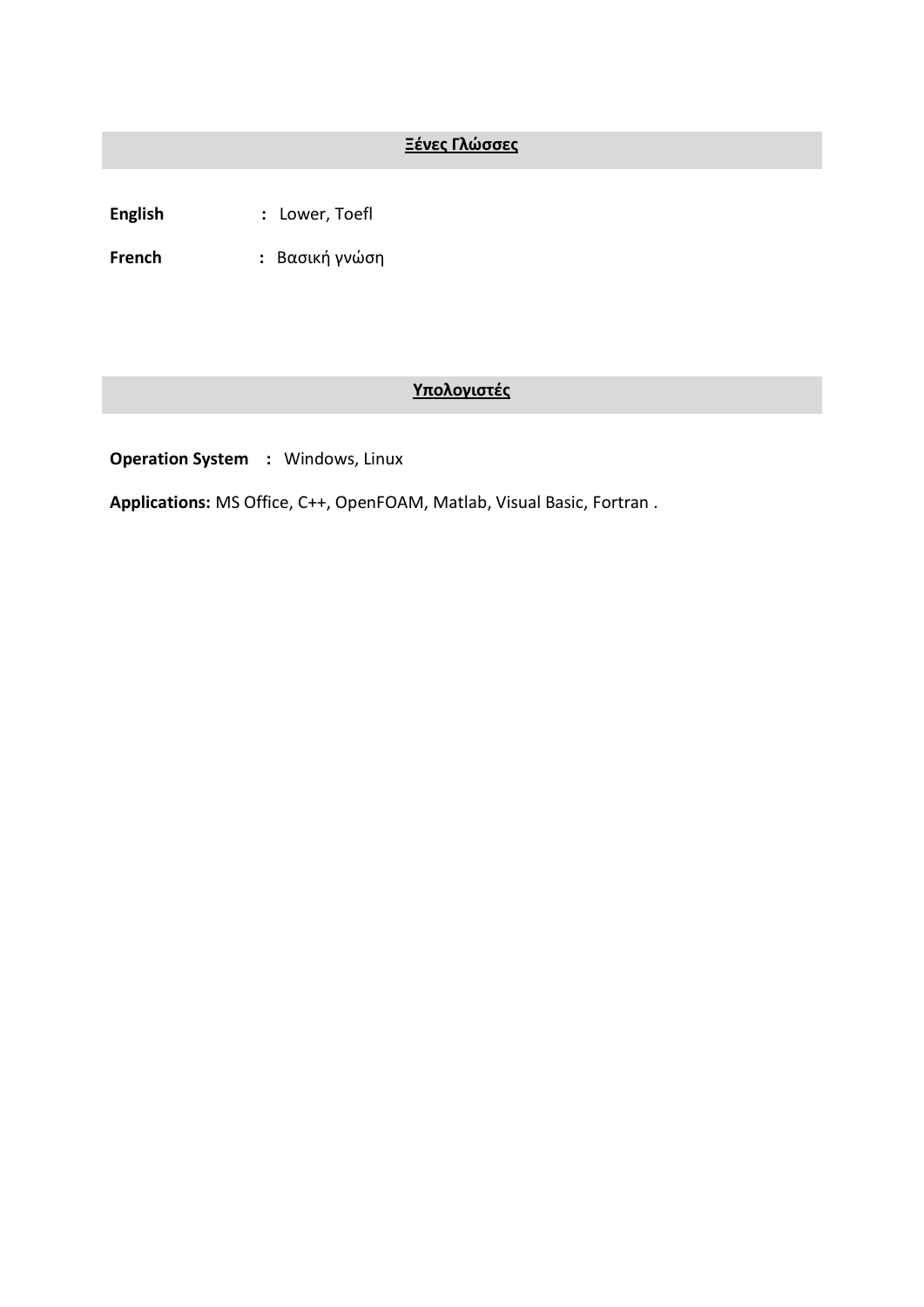## Ξένες Γλώσσες

**English** : Lower, Toefl

**French** : Βασική γνώση

## Υπολογιστές

**Operation System** : Windows, Linux

**Applications:** MS Office, C++, OpenFOAM, Matlab, Visual Basic, Fortran .